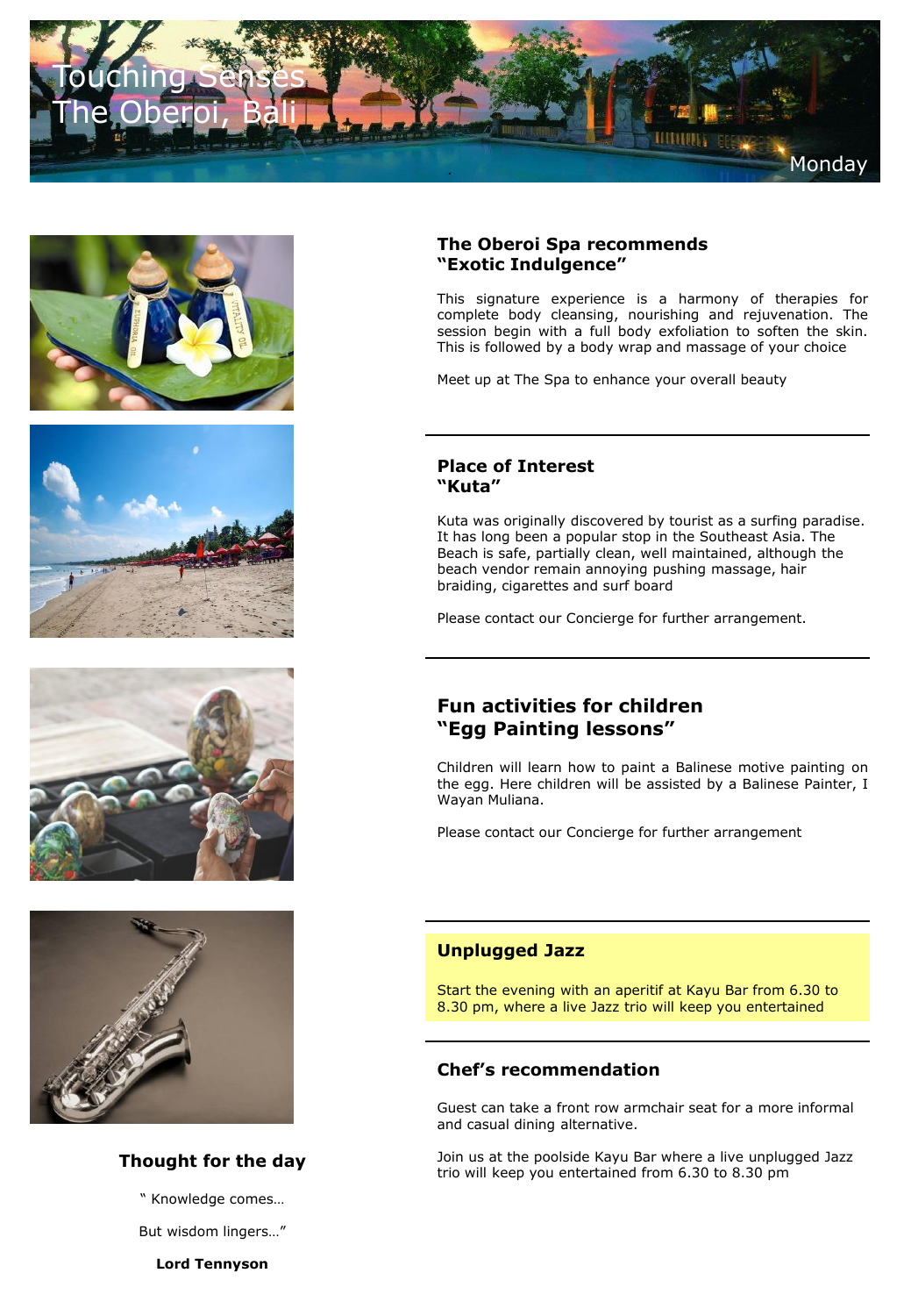# Touching Senses
# The Oberoi, Bali

Monday

## The Oberoi Spa recommends
## "Exotic Indulgence"

This signature experience is a harmony of therapies for complete body cleansing, nourishing and rejuvenation. The session begin with a full body exfoliation to soften the skin. This is followed by a body wrap and massage of your choice

Meet up at The Spa to enhance your overall beauty

---

## Place of Interest
## "Kuta"

Kuta was originally discovered by tourist as a surfing paradise. It has long been a popular stop in the Southeast Asia. The Beach is safe, partially clean, well maintained, although the beach vendor remain annoying pushing massage, hair braiding, cigarettes and surf board

Please contact our Concierge for further arrangement.

---

## Fun activities for children
## "Egg Painting lessons"

Children will learn how to paint a Balinese motive painting on the egg. Here children will be assisted by a Balinese Painter, I Wayan Muliana.

Please contact our Concierge for further arrangement

---

## Unplugged Jazz

Start the evening with an aperitif at Kayu Bar from 6.30 to 8.30 pm, where a live Jazz trio will keep you entertained

---

## Chef's recommendation

Guest can take a front row armchair seat for a more informal and casual dining alternative.

Join us at the poolside Kayu Bar where a live unplugged Jazz trio will keep you entertained from 6.30 to 8.30 pm

## Thought for the day

" Knowledge comes…

But wisdom lingers…"

**Lord Tennyson**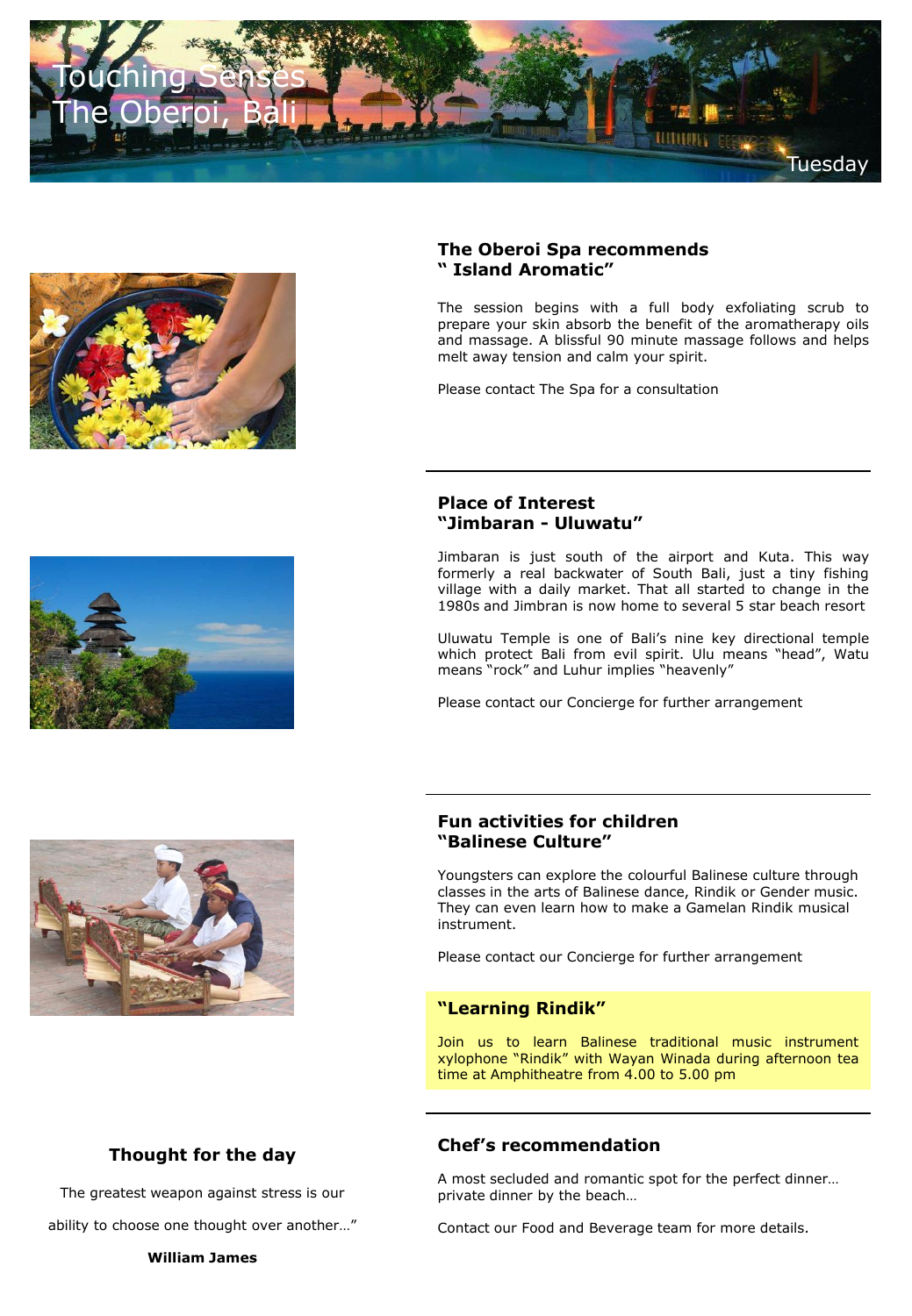# Touching Senses
# The Oberoi, Bali

Tuesday

## The Oberoi Spa recommends " Island Aromatic"

The session begins with a full body exfoliating scrub to prepare your skin absorb the benefit of the aromatherapy oils and massage. A blissful 90 minute massage follows and helps melt away tension and calm your spirit.

Please contact The Spa for a consultation

## Place of Interest "Jimbaran - Uluwatu"

Jimbaran is just south of the airport and Kuta. This way formerly a real backwater of South Bali, just a tiny fishing village with a daily market. That all started to change in the 1980s and Jimbran is now home to several 5 star beach resort

Uluwatu Temple is one of Bali's nine key directional temple which protect Bali from evil spirit. Ulu means "head", Watu means "rock" and Luhur implies "heavenly"

Please contact our Concierge for further arrangement

## Fun activities for children "Balinese Culture"

Youngsters can explore the colourful Balinese culture through classes in the arts of Balinese dance, Rindik or Gender music. They can even learn how to make a Gamelan Rindik musical instrument.

Please contact our Concierge for further arrangement

### "Learning Rindik"

Join us to learn Balinese traditional music instrument xylophone "Rindik" with Wayan Winada during afternoon tea time at Amphitheatre from 4.00 to 5.00 pm

## Thought for the day

The greatest weapon against stress is our ability to choose one thought over another…"

**William James**

## Chef's recommendation

A most secluded and romantic spot for the perfect dinner… private dinner by the beach…

Contact our Food and Beverage team for more details.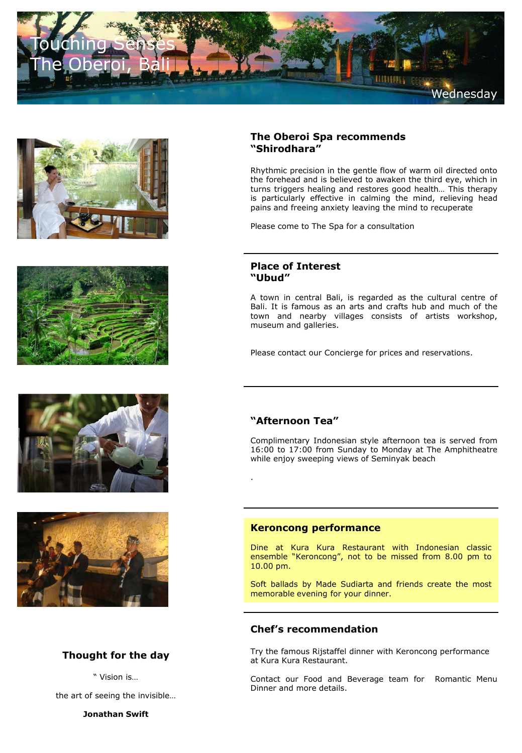# Touching Senses
# The Oberoi, Bali

Wednesday

## The Oberoi Spa recommends "Shirodhara"

Rhythmic precision in the gentle flow of warm oil directed onto the forehead and is believed to awaken the third eye, which in turns triggers healing and restores good health… This therapy is particularly effective in calming the mind, relieving head pains and freeing anxiety leaving the mind to recuperate

Please come to The Spa for a consultation

---

## Place of Interest "Ubud"

A town in central Bali, is regarded as the cultural centre of Bali. It is famous as an arts and crafts hub and much of the town and nearby villages consists of artists workshop, museum and galleries.

Please contact our Concierge for prices and reservations.

---

## "Afternoon Tea"

Complimentary Indonesian style afternoon tea is served from 16:00 to 17:00 from Sunday to Monday at The Amphitheatre while enjoy sweeping views of Seminyak beach

.

---

## Keroncong performance

Dine at Kura Kura Restaurant with Indonesian classic ensemble "Keroncong", not to be missed from 8.00 pm to 10.00 pm.

Soft ballads by Made Sudiarta and friends create the most memorable evening for your dinner.

---

## Chef's recommendation

Try the famous Rijstaffel dinner with Keroncong performance at Kura Kura Restaurant.

Contact our Food and Beverage team for Romantic Menu Dinner and more details.

## Thought for the day

" Vision is…

the art of seeing the invisible…

**Jonathan Swift**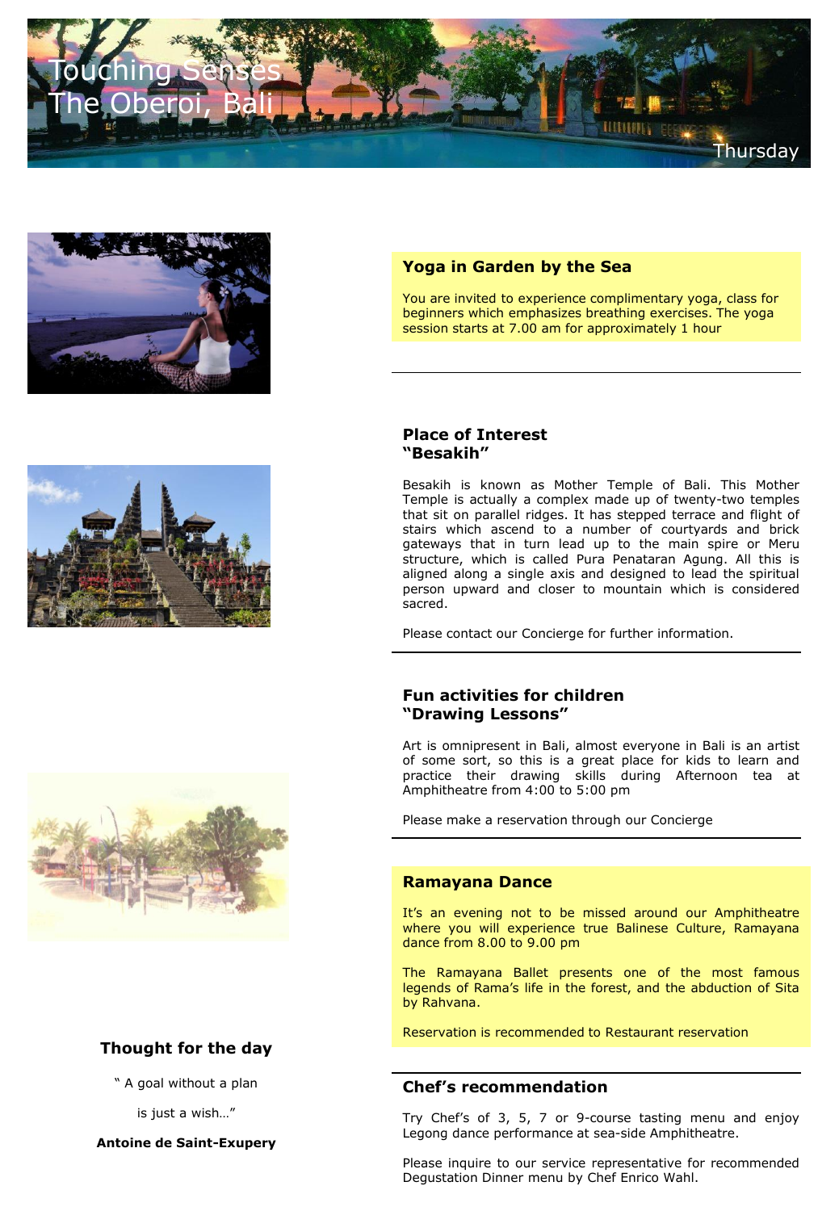# Touching Senses
# The Oberoi, Bali

Thursday

## Yoga in Garden by the Sea

You are invited to experience complimentary yoga, class for beginners which emphasizes breathing exercises. The yoga session starts at 7.00 am for approximately 1 hour

---

## Place of Interest
## "Besakih"

Besakih is known as Mother Temple of Bali. This Mother Temple is actually a complex made up of twenty-two temples that sit on parallel ridges. It has stepped terrace and flight of stairs which ascend to a number of courtyards and brick gateways that in turn lead up to the main spire or Meru structure, which is called Pura Penataran Agung. All this is aligned along a single axis and designed to lead the spiritual person upward and closer to mountain which is considered sacred.

Please contact our Concierge for further information.

---

## Fun activities for children
## "Drawing Lessons"

Art is omnipresent in Bali, almost everyone in Bali is an artist of some sort, so this is a great place for kids to learn and practice their drawing skills during Afternoon tea at Amphitheatre from 4:00 to 5:00 pm

Please make a reservation through our Concierge

---

## Ramayana Dance

It's an evening not to be missed around our Amphitheatre where you will experience true Balinese Culture, Ramayana dance from 8.00 to 9.00 pm

The Ramayana Ballet presents one of the most famous legends of Rama's life in the forest, and the abduction of Sita by Rahvana.

Reservation is recommended to Restaurant reservation

---

## Chef's recommendation

Try Chef's of 3, 5, 7 or 9-course tasting menu and enjoy Legong dance performance at sea-side Amphitheatre.

Please inquire to our service representative for recommended Degustation Dinner menu by Chef Enrico Wahl.

---

## Thought for the day

" A goal without a plan

is just a wish…"

**Antoine de Saint-Exupery**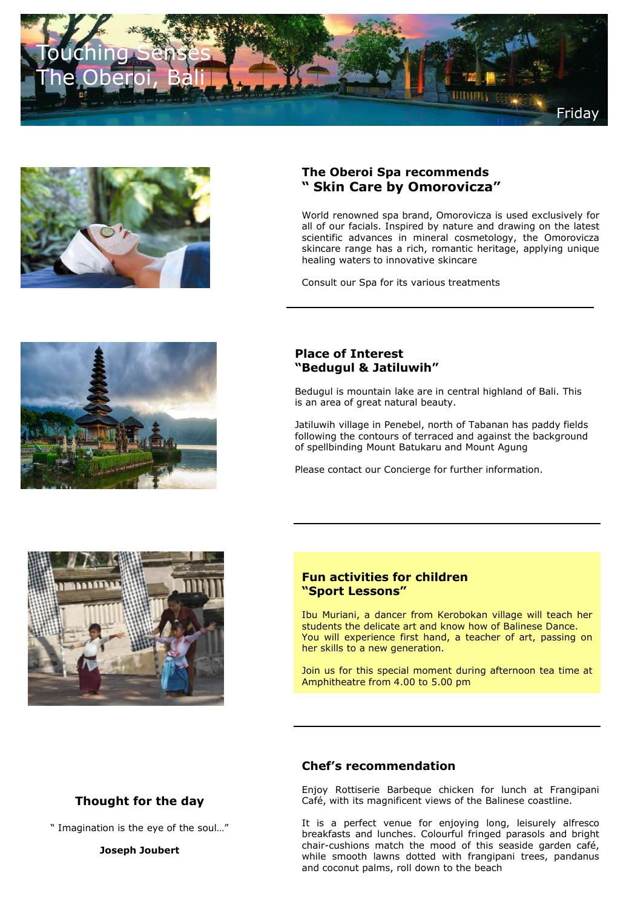# Touching Senses
# The Oberoi, Bali

Friday

## The Oberoi Spa recommends
## " Skin Care by Omorovicza"

World renowned spa brand, Omorovicza is used exclusively for all of our facials. Inspired by nature and drawing on the latest scientific advances in mineral cosmetology, the Omorovicza skincare range has a rich, romantic heritage, applying unique healing waters to innovative skincare

Consult our Spa for its various treatments

---

## Place of Interest
## "Bedugul & Jatiluwih"

Bedugul is mountain lake are in central highland of Bali. This is an area of great natural beauty.

Jatiluwih village in Penebel, north of Tabanan has paddy fields following the contours of terraced and against the background of spellbinding Mount Batukaru and Mount Agung

Please contact our Concierge for further information.

---

## Fun activities for children
## "Sport Lessons"

Ibu Muriani, a dancer from Kerobokan village will teach her students the delicate art and know how of Balinese Dance. You will experience first hand, a teacher of art, passing on her skills to a new generation.

Join us for this special moment during afternoon tea time at Amphitheatre from 4.00 to 5.00 pm

---

## Chef's recommendation

Enjoy Rottiserie Barbeque chicken for lunch at Frangipani Café, with its magnificent views of the Balinese coastline.

It is a perfect venue for enjoying long, leisurely alfresco breakfasts and lunches. Colourful fringed parasols and bright chair-cushions match the mood of this seaside garden café, while smooth lawns dotted with frangipani trees, pandanus and coconut palms, roll down to the beach

## Thought for the day

" Imagination is the eye of the soul…"

**Joseph Joubert**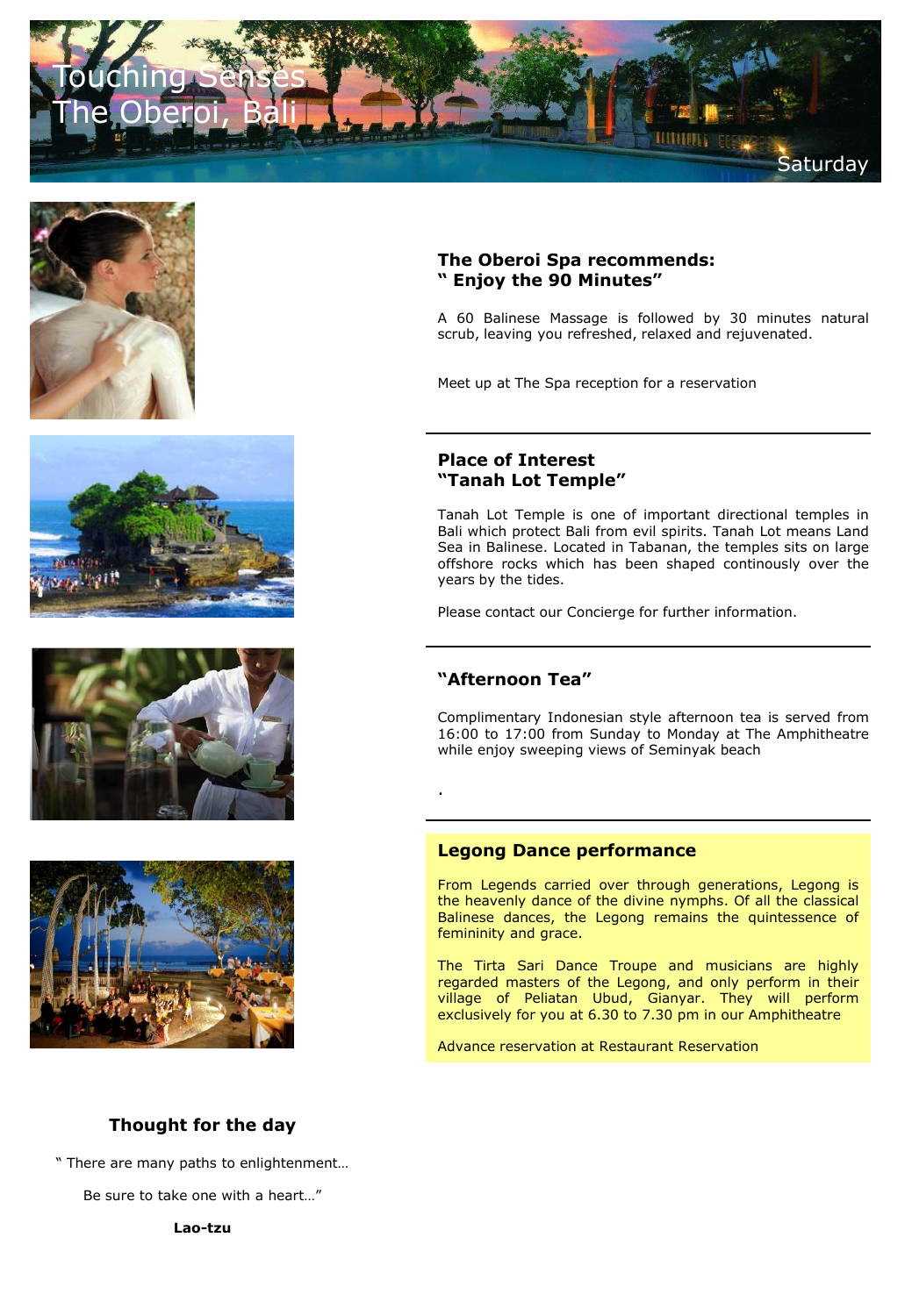# Touching Senses
# The Oberoi, Bali

Saturday

### The Oberoi Spa recommends:
### " Enjoy the 90 Minutes"

A 60 Balinese Massage is followed by 30 minutes natural scrub, leaving you refreshed, relaxed and rejuvenated.

Meet up at The Spa reception for a reservation

---

### Place of Interest
### "Tanah Lot Temple"

Tanah Lot Temple is one of important directional temples in Bali which protect Bali from evil spirits. Tanah Lot means Land Sea in Balinese. Located in Tabanan, the temples sits on large offshore rocks which has been shaped continously over the years by the tides.

Please contact our Concierge for further information.

---

### "Afternoon Tea"

Complimentary Indonesian style afternoon tea is served from 16:00 to 17:00 from Sunday to Monday at The Amphitheatre while enjoy sweeping views of Seminyak beach

.

---

### Legong Dance performance

From Legends carried over through generations, Legong is the heavenly dance of the divine nymphs. Of all the classical Balinese dances, the Legong remains the quintessence of femininity and grace.

The Tirta Sari Dance Troupe and musicians are highly regarded masters of the Legong, and only perform in their village of Peliatan Ubud, Gianyar. They will perform exclusively for you at 6.30 to 7.30 pm in our Amphitheatre

Advance reservation at Restaurant Reservation

### Thought for the day

" There are many paths to enlightenment…

Be sure to take one with a heart…"

**Lao-tzu**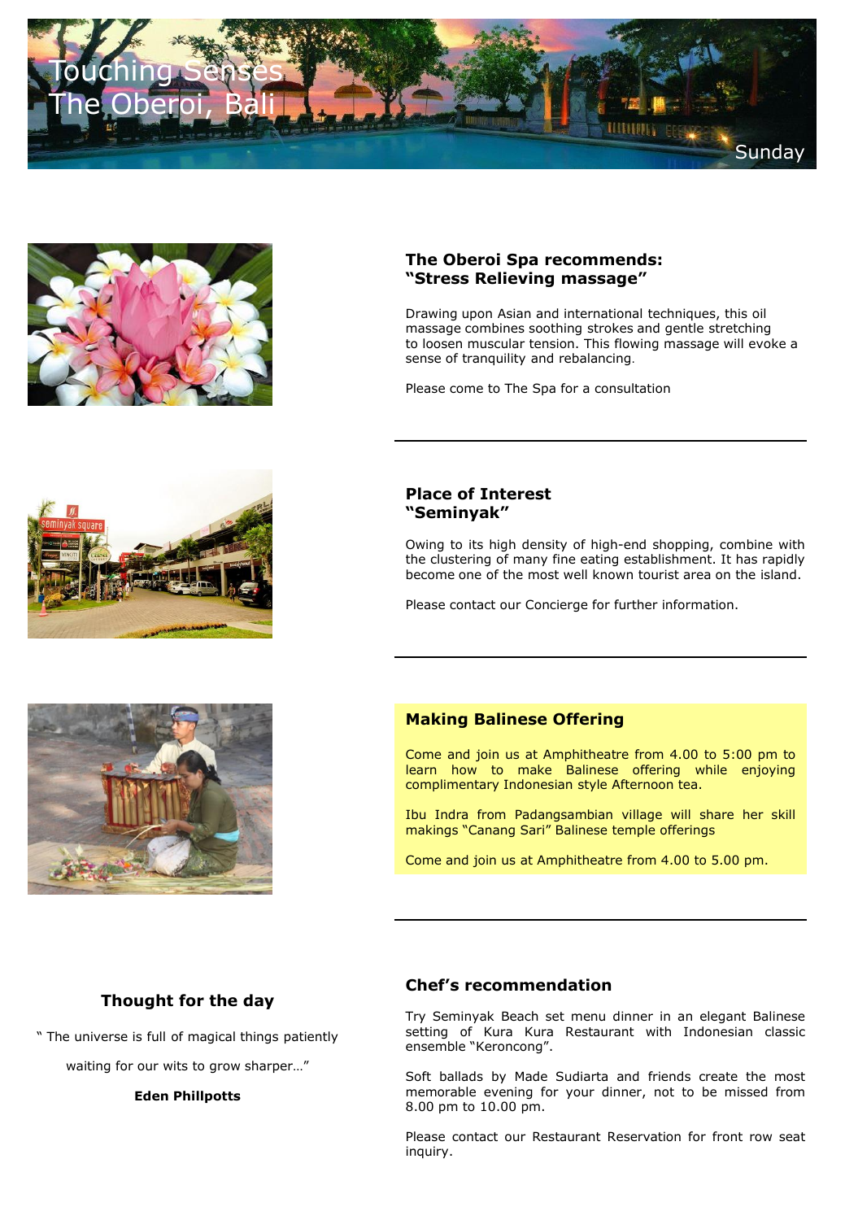# Touching Senses
# The Oberoi, Bali

Sunday

### The Oberoi Spa recommends: "Stress Relieving massage"

Drawing upon Asian and international techniques, this oil massage combines soothing strokes and gentle stretching to loosen muscular tension. This flowing massage will evoke a sense of tranquility and rebalancing.

Please come to The Spa for a consultation

---

### Place of Interest "Seminyak"

Owing to its high density of high-end shopping, combine with the clustering of many fine eating establishment. It has rapidly become one of the most well known tourist area on the island.

Please contact our Concierge for further information.

---

### Making Balinese Offering

Come and join us at Amphitheatre from 4.00 to 5:00 pm to learn how to make Balinese offering while enjoying complimentary Indonesian style Afternoon tea.

Ibu Indra from Padangsambian village will share her skill makings "Canang Sari" Balinese temple offerings

Come and join us at Amphitheatre from 4.00 to 5.00 pm.

---

### Thought for the day

" The universe is full of magical things patiently

waiting for our wits to grow sharper…"

**Eden Phillpotts**

### Chef's recommendation

Try Seminyak Beach set menu dinner in an elegant Balinese setting of Kura Kura Restaurant with Indonesian classic ensemble "Keroncong".

Soft ballads by Made Sudiarta and friends create the most memorable evening for your dinner, not to be missed from 8.00 pm to 10.00 pm.

Please contact our Restaurant Reservation for front row seat inquiry.